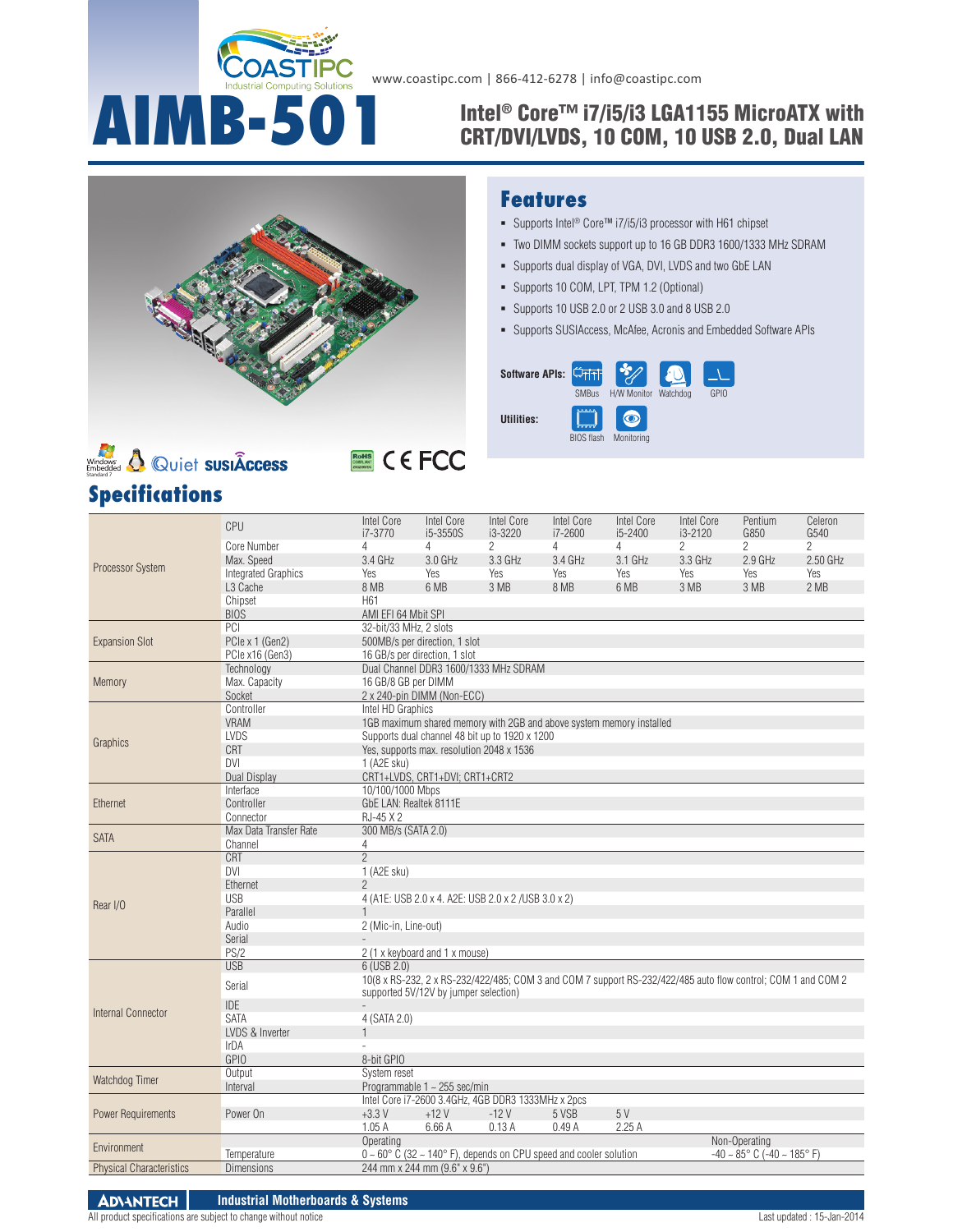www.coastipc.com | 866-412-6278 | info@coastipc.com

# AIMB-501

## Intel® Core™ i7/i5/i3 LGA1155 MicroATX with CRT/DVI/LVDS, 10 COM, 10 USB 2.0, Dual LAN

## Features

- Supports Intel® Core™ i7/i5/i3 processor with H61 chipset
- Two DIMM sockets support up to 16 GB DDR3 1600/1333 MHz SDRAM
- Supports dual display of VGA, DVI, LVDS and two GbE LAN
- Supports 10 COM, LPT, TPM 1.2 (Optional)
- Supports 10 USB 2.0 or 2 USB 3.0 and 8 USB 2.0
- Supports SUSIAccess, McAfee, Acronis and Embedded Software APIs

**Software APIs:** SMBus, H/W Monitor, Watchdog, GPIO

**Utilities:** BIOS flash, Monitoring

## Specifications

| | | | | | | | | | |
|---|---|---|---|---|---|---|---|---|---|
| Processor System | CPU | Intel Core i7-3770 | Intel Core i5-3550S | Intel Core i3-3220 | Intel Core i7-2600 | Intel Core i5-2400 | Intel Core i3-2120 | Pentium G850 | Celeron G540 |
| | Core Number | 4 | 4 | 2 | 4 | 4 | 2 | 2 | 2 |
| | Max. Speed | 3.4 GHz | 3.0 GHz | 3.3 GHz | 3.4 GHz | 3.1 GHz | 3.3 GHz | 2.9 GHz | 2.50 GHz |
| | Integrated Graphics | Yes | Yes | Yes | Yes | Yes | Yes | Yes | Yes |
| | L3 Cache | 8 MB | 6 MB | 3 MB | 8 MB | 6 MB | 3 MB | 3 MB | 2 MB |
| | Chipset | H61 | | | | | | | |
| | BIOS | AMI EFI 64 Mbit SPI | | | | | | | |
| Expansion Slot | PCI | 32-bit/33 MHz, 2 slots | | | | | | | |
| | PCIe x 1 (Gen2) | 500MB/s per direction, 1 slot | | | | | | | |
| | PCIe x16 (Gen3) | 16 GB/s per direction, 1 slot | | | | | | | |
| Memory | Technology | Dual Channel DDR3 1600/1333 MHz SDRAM | | | | | | | |
| | Max. Capacity | 16 GB/8 GB per DIMM | | | | | | | |
| | Socket | 2 x 240-pin DIMM (Non-ECC) | | | | | | | |
| Graphics | Controller | Intel HD Graphics | | | | | | | |
| | VRAM | 1GB maximum shared memory with 2GB and above system memory installed | | | | | | | |
| | LVDS | Supports dual channel 48 bit up to 1920 x 1200 | | | | | | | |
| | CRT | Yes, supports max. resolution 2048 x 1536 | | | | | | | |
| | DVI | 1 (A2E sku) | | | | | | | |
| | Dual Display | CRT1+LVDS, CRT1+DVI; CRT1+CRT2 | | | | | | | |
| Ethernet | Interface | 10/100/1000 Mbps | | | | | | | |
| | Controller | GbE LAN: Realtek 8111E | | | | | | | |
| | Connector | RJ-45 X 2 | | | | | | | |
| SATA | Max Data Transfer Rate | 300 MB/s (SATA 2.0) | | | | | | | |
| | Channel | 4 | | | | | | | |
| Rear I/O | CRT | 2 | | | | | | | |
| | DVI | 1 (A2E sku) | | | | | | | |
| | Ethernet | 2 | | | | | | | |
| | USB | 4 (A1E: USB 2.0 x 4. A2E: USB 2.0 x 2 /USB 3.0 x 2) | | | | | | | |
| | Parallel | 1 | | | | | | | |
| | Audio | 2 (Mic-in, Line-out) | | | | | | | |
| | Serial | - | | | | | | | |
| | PS/2 | 2 (1 x keyboard and 1 x mouse) | | | | | | | |
| Internal Connector | USB | 6 (USB 2.0) | | | | | | | |
| | Serial | 10(8 x RS-232, 2 x RS-232/422/485; COM 3 and COM 7 support RS-232/422/485 auto flow control; COM 1 and COM 2 supported 5V/12V by jumper selection) | | | | | | | |
| | IDE | - | | | | | | | |
| | SATA | 4 (SATA 2.0) | | | | | | | |
| | LVDS & Inverter | 1 | | | | | | | |
| | IrDA | - | | | | | | | |
| | GPIO | 8-bit GPIO | | | | | | | |
| Watchdog Timer | Output | System reset | | | | | | | |
| | Interval | Programmable 1 ~ 255 sec/min | | | | | | | |
| Power Requirements | Power On | Intel Core i7-2600 3.4GHz, 4GB DDR3 1333MHz x 2pcs | | | | | | | |
| | | +3.3 V | +12 V | -12 V | 5 VSB | 5 V | | | |
| | | 1.05 A | 6.66 A | 0.13 A | 0.49 A | 2.25 A | | | |
| Environment | | Operating | | | | | | Non-Operating | |
| | Temperature | 0 ~ 60° C (32 ~ 140° F), depends on CPU speed and cooler solution | | | | | | -40 ~ 85° C (-40 ~ 185° F) | |
| Physical Characteristics | Dimensions | 244 mm x 244 mm (9.6" x 9.6") | | | | | | | |

All product specifications are subject to change without notice

Last updated : 15-Jan-2014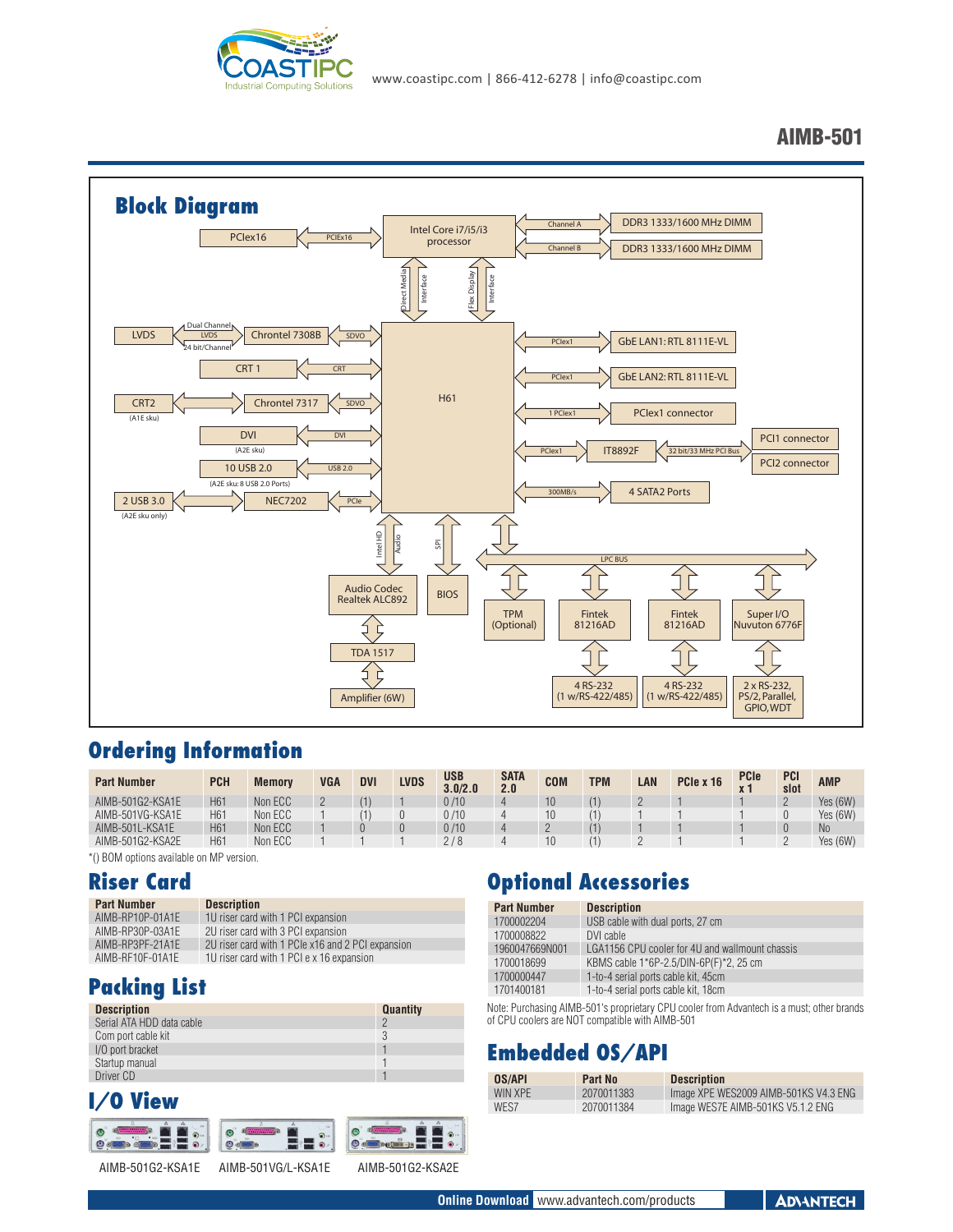# AIMB-501

## Block Diagram

Intel Core i7/i5/i3 processor

PCIex16 — PCIEx16

Channel A — DDR3 1333/1600 MHz DIMM

Channel B — DDR3 1333/1600 MHz DIMM

Direct Media Interface

Flex Display Interface

H61

LVDS — Dual Channel LVDS 24 bit/Channel — Chrontel 7308B — SDVO

CRT 1 — CRT

CRT2 (A1E sku) — Chrontel 7317 — SDVO

DVI (A2E sku) — DVI

10 USB 2.0 (A2E sku: 8 USB 2.0 Ports) — USB 2.0

2 USB 3.0 (A2E sku only) — NEC7202 — PCIe

PCIex1 — GbE LAN1: RTL 8111E-VL

PCIex1 — GbE LAN2: RTL 8111E-VL

1 PCIex1 — PCIex1 connector

PCIex1 — IT8892F — 32 bit/33 MHz PCI Bus — PCI1 connector, PCI2 connector

300MB/s — 4 SATA2 Ports

Intel HD Audio — Audio Codec Realtek ALC892 — TDA 1517 — Amplifier (6W)

SPI — BIOS

LPC BUS

TPM (Optional)

Fintek 81216AD — 4 RS-232 (1 w/RS-422/485)

Fintek 81216AD — 4 RS-232 (1 w/RS-422/485)

Super I/O Nuvuton 6776F — 2 x RS-232, PS/2, Parallel, GPIO, WDT

## Ordering Information

| Part Number | PCH | Memory | VGA | DVI | LVDS | USB 3.0/2.0 | SATA 2.0 | COM | TPM | LAN | PCIe x 16 | PCIe x 1 | PCI slot | AMP |
|---|---|---|---|---|---|---|---|---|---|---|---|---|---|---|
| AIMB-501G2-KSA1E | H61 | Non ECC | 2 | (1) | 1 | 0 /10 | 4 | 10 | (1) | 2 | 1 | 1 | 2 | Yes (6W) |
| AIMB-501VG-KSA1E | H61 | Non ECC | 1 | (1) | 0 | 0 /10 | 4 | 10 | (1) | 1 | 1 | 1 | 0 | Yes (6W) |
| AIMB-501L-KSA1E | H61 | Non ECC | 1 | 0 | 0 | 0 /10 | 4 | 2 | (1) | 1 | 1 | 1 | 0 | No |
| AIMB-501G2-KSA2E | H61 | Non ECC | 1 | 1 | 1 | 2 / 8 | 4 | 10 | (1) | 2 | 1 | 1 | 2 | Yes (6W) |

*() BOM options available on MP version.

## Riser Card

| Part Number | Description |
|---|---|
| AIMB-RP10P-01A1E | 1U riser card with 1 PCI expansion |
| AIMB-RP30P-03A1E | 2U riser card with 3 PCI expansion |
| AIMB-RP3PF-21A1E | 2U riser card with 1 PCIe x16 and 2 PCI expansion |
| AIMB-RF10F-01A1E | 1U riser card with 1 PCI e x 16 expansion |

## Packing List

| Description | Quantity |
|---|---|
| Serial ATA HDD data cable | 2 |
| Com port cable kit | 3 |
| I/O port bracket | 1 |
| Startup manual | 1 |
| Driver CD | 1 |

## I/O View

AIMB-501G2-KSA1E    AIMB-501VG/L-KSA1E    AIMB-501G2-KSA2E

## Optional Accessories

| Part Number | Description |
|---|---|
| 1700002204 | USB cable with dual ports, 27 cm |
| 1700008822 | DVI cable |
| 1960047669N001 | LGA1156 CPU cooler for 4U and wallmount chassis |
| 1700018699 | KBMS cable 1*6P-2.5/DIN-6P(F)*2, 25 cm |
| 1700000447 | 1-to-4 serial ports cable kit, 45cm |
| 1701400181 | 1-to-4 serial ports cable kit, 18cm |

Note: Purchasing AIMB-501's proprietary CPU cooler from Advantech is a must; other brands of CPU coolers are NOT compatible with AIMB-501

## Embedded OS/API

| OS/API | Part No | Description |
|---|---|---|
| WIN XPE | 2070011383 | Image XPE WES2009 AIMB-501KS V4.3 ENG |
| WES7 | 2070011384 | Image WES7E AIMB-501KS V5.1.2 ENG |

**Online Download** www.advantech.com/products